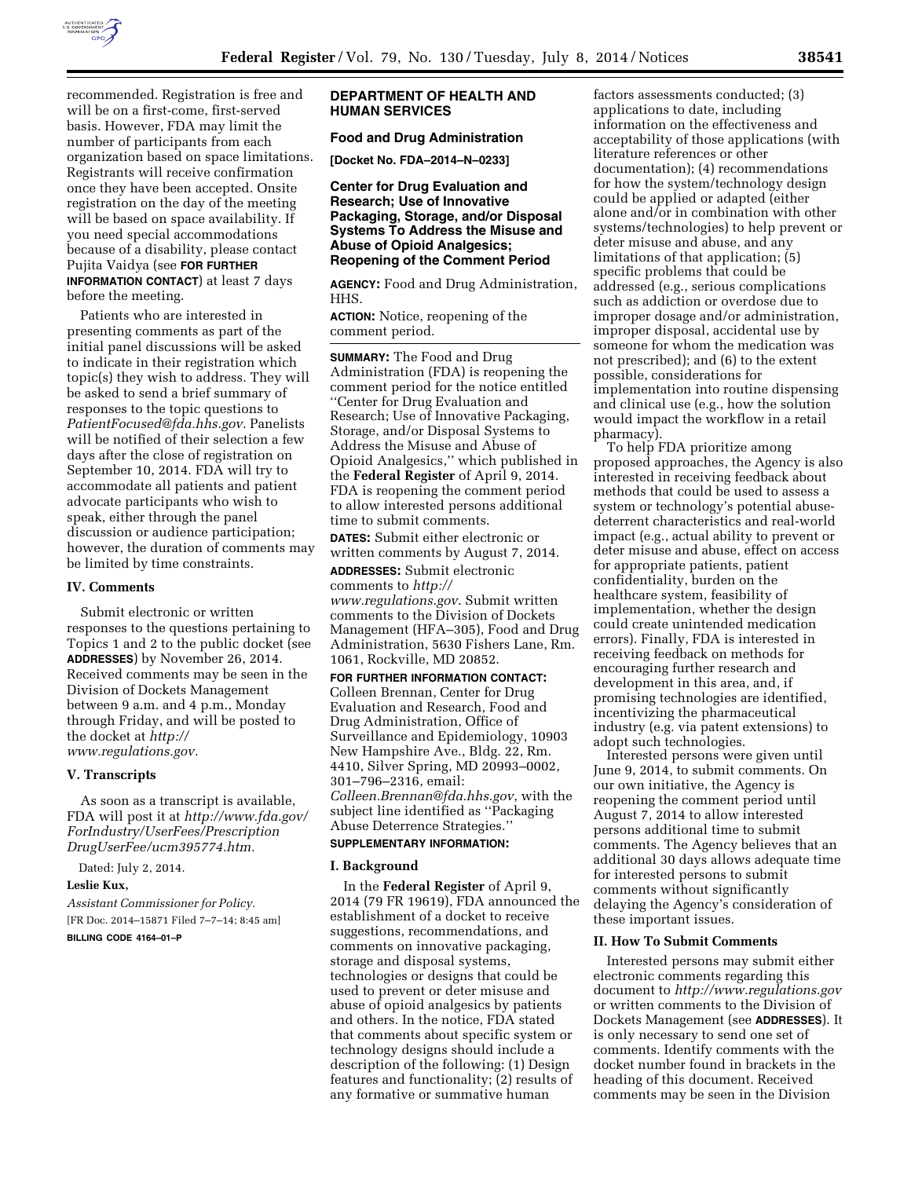recommended. Registration is free and will be on a first-come, first-served basis. However, FDA may limit the number of participants from each organization based on space limitations. Registrants will receive confirmation once they have been accepted. Onsite registration on the day of the meeting will be based on space availability. If you need special accommodations because of a disability, please contact Pujita Vaidya (see **FOR FURTHER INFORMATION CONTACT**) at least 7 days before the meeting.

Patients who are interested in presenting comments as part of the initial panel discussions will be asked to indicate in their registration which topic(s) they wish to address. They will be asked to send a brief summary of responses to the topic questions to *PatientFocused@fda.hhs.gov.* Panelists will be notified of their selection a few days after the close of registration on September 10, 2014. FDA will try to accommodate all patients and patient advocate participants who wish to speak, either through the panel discussion or audience participation; however, the duration of comments may be limited by time constraints.

## IV. Comments

Submit electronic or written responses to the questions pertaining to Topics 1 and 2 to the public docket (see **ADDRESSES**) by November 26, 2014. Received comments may be seen in the Division of Dockets Management between 9 a.m. and 4 p.m., Monday through Friday, and will be posted to the docket at *http://www.regulations.gov.*

## V. Transcripts

As soon as a transcript is available, FDA will post it at *http://www.fda.gov/ForIndustry/UserFees/PrescriptionDrugUserFee/ucm395774.htm.*

Dated: July 2, 2014.

**Leslie Kux,**

*Assistant Commissioner for Policy.*

[FR Doc. 2014–15871 Filed 7–7–14; 8:45 am]

**BILLING CODE 4164–01–P**

## DEPARTMENT OF HEALTH AND HUMAN SERVICES

### Food and Drug Administration

**[Docket No. FDA–2014–N–0233]**

### Center for Drug Evaluation and Research; Use of Innovative Packaging, Storage, and/or Disposal Systems To Address the Misuse and Abuse of Opioid Analgesics; Reopening of the Comment Period

**AGENCY:** Food and Drug Administration, HHS.

**ACTION:** Notice, reopening of the comment period.

**SUMMARY:** The Food and Drug Administration (FDA) is reopening the comment period for the notice entitled ''Center for Drug Evaluation and Research; Use of Innovative Packaging, Storage, and/or Disposal Systems to Address the Misuse and Abuse of Opioid Analgesics,'' which published in the **Federal Register** of April 9, 2014. FDA is reopening the comment period to allow interested persons additional time to submit comments.

**DATES:** Submit either electronic or written comments by August 7, 2014.

**ADDRESSES:** Submit electronic comments to *http://www.regulations.gov.* Submit written comments to the Division of Dockets Management (HFA–305), Food and Drug Administration, 5630 Fishers Lane, Rm. 1061, Rockville, MD 20852.

**FOR FURTHER INFORMATION CONTACT:** Colleen Brennan, Center for Drug Evaluation and Research, Food and Drug Administration, Office of Surveillance and Epidemiology, 10903 New Hampshire Ave., Bldg. 22, Rm. 4410, Silver Spring, MD 20993–0002, 301–796–2316, email: *Colleen.Brennan@fda.hhs.gov*, with the subject line identified as ''Packaging Abuse Deterrence Strategies.''

**SUPPLEMENTARY INFORMATION:**

## I. Background

In the **Federal Register** of April 9, 2014 (79 FR 19619), FDA announced the establishment of a docket to receive suggestions, recommendations, and comments on innovative packaging, storage and disposal systems, technologies or designs that could be used to prevent or deter misuse and abuse of opioid analgesics by patients and others. In the notice, FDA stated that comments about specific system or technology designs should include a description of the following: (1) Design features and functionality; (2) results of any formative or summative human factors assessments conducted; (3) applications to date, including information on the effectiveness and acceptability of those applications (with literature references or other documentation); (4) recommendations for how the system/technology design could be applied or adapted (either alone and/or in combination with other systems/technologies) to help prevent or deter misuse and abuse, and any limitations of that application; (5) specific problems that could be addressed (e.g., serious complications such as addiction or overdose due to improper dosage and/or administration, improper disposal, accidental use by someone for whom the medication was not prescribed); and (6) to the extent possible, considerations for implementation into routine dispensing and clinical use (e.g., how the solution would impact the workflow in a retail pharmacy).

To help FDA prioritize among proposed approaches, the Agency is also interested in receiving feedback about methods that could be used to assess a system or technology's potential abuse-deterrent characteristics and real-world impact (e.g., actual ability to prevent or deter misuse and abuse, effect on access for appropriate patients, patient confidentiality, burden on the healthcare system, feasibility of implementation, whether the design could create unintended medication errors). Finally, FDA is interested in receiving feedback on methods for encouraging further research and development in this area, and, if promising technologies are identified, incentivizing the pharmaceutical industry (e.g. via patent extensions) to adopt such technologies.

Interested persons were given until June 9, 2014, to submit comments. On our own initiative, the Agency is reopening the comment period until August 7, 2014 to allow interested persons additional time to submit comments. The Agency believes that an additional 30 days allows adequate time for interested persons to submit comments without significantly delaying the Agency's consideration of these important issues.

## II. How To Submit Comments

Interested persons may submit either electronic comments regarding this document to *http://www.regulations.gov* or written comments to the Division of Dockets Management (see **ADDRESSES**). It is only necessary to send one set of comments. Identify comments with the docket number found in brackets in the heading of this document. Received comments may be seen in the Division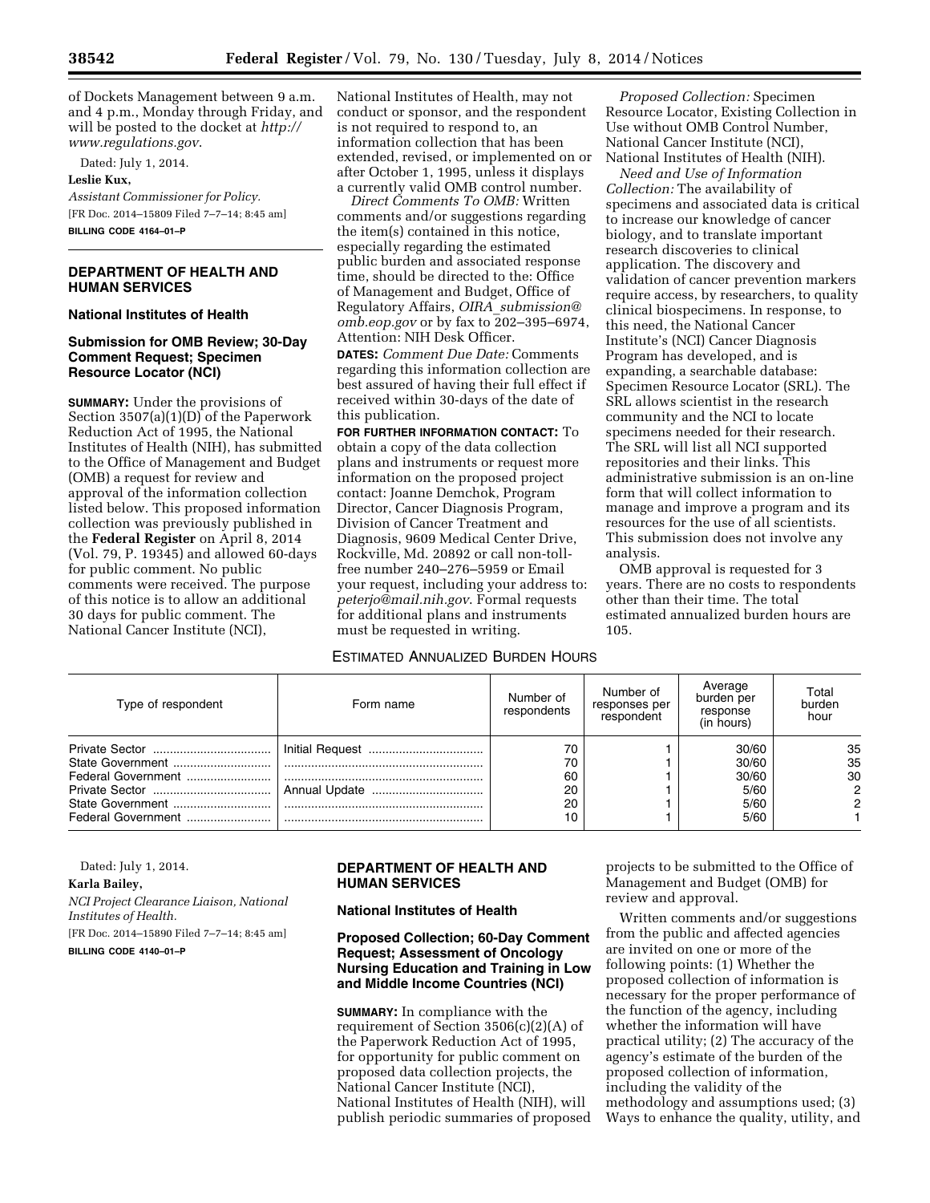of Dockets Management between 9 a.m. and 4 p.m., Monday through Friday, and will be posted to the docket at *http://www.regulations.gov*.

Dated: July 1, 2014.

**Leslie Kux,**

*Assistant Commissioner for Policy.*

[FR Doc. 2014–15809 Filed 7–7–14; 8:45 am]

**BILLING CODE 4164–01–P**

## DEPARTMENT OF HEALTH AND HUMAN SERVICES

### National Institutes of Health

### Submission for OMB Review; 30-Day Comment Request; Specimen Resource Locator (NCI)

**SUMMARY:** Under the provisions of Section 3507(a)(1)(D) of the Paperwork Reduction Act of 1995, the National Institutes of Health (NIH), has submitted to the Office of Management and Budget (OMB) a request for review and approval of the information collection listed below. This proposed information collection was previously published in the **Federal Register** on April 8, 2014 (Vol. 79, P. 19345) and allowed 60-days for public comment. No public comments were received. The purpose of this notice is to allow an additional 30 days for public comment. The National Cancer Institute (NCI), National Institutes of Health, may not conduct or sponsor, and the respondent is not required to respond to, an information collection that has been extended, revised, or implemented on or after October 1, 1995, unless it displays a currently valid OMB control number.

*Direct Comments To OMB:* Written comments and/or suggestions regarding the item(s) contained in this notice, especially regarding the estimated public burden and associated response time, should be directed to the: Office of Management and Budget, Office of Regulatory Affairs, *OIRA_submission@omb.eop.gov* or by fax to 202–395–6974, Attention: NIH Desk Officer.

**DATES:** *Comment Due Date:* Comments regarding this information collection are best assured of having their full effect if received within 30-days of the date of this publication.

**FOR FURTHER INFORMATION CONTACT:** To obtain a copy of the data collection plans and instruments or request more information on the proposed project contact: Joanne Demchok, Program Director, Cancer Diagnosis Program, Division of Cancer Treatment and Diagnosis, 9609 Medical Center Drive, Rockville, Md. 20892 or call non-toll-free number 240–276–5959 or Email your request, including your address to: *peterjo@mail.nih.gov*. Formal requests for additional plans and instruments must be requested in writing.

*Proposed Collection:* Specimen Resource Locator, Existing Collection in Use without OMB Control Number, National Cancer Institute (NCI), National Institutes of Health (NIH).

*Need and Use of Information Collection:* The availability of specimens and associated data is critical to increase our knowledge of cancer biology, and to translate important research discoveries to clinical application. The discovery and validation of cancer prevention markers require access, by researchers, to quality clinical biospecimens. In response, to this need, the National Cancer Institute's (NCI) Cancer Diagnosis Program has developed, and is expanding, a searchable database: Specimen Resource Locator (SRL). The SRL allows scientist in the research community and the NCI to locate specimens needed for their research. The SRL will list all NCI supported repositories and their links. This administrative submission is an on-line form that will collect information to manage and improve a program and its resources for the use of all scientists. This submission does not involve any analysis.

OMB approval is requested for 3 years. There are no costs to respondents other than their time. The total estimated annualized burden hours are 105.

ESTIMATED ANNUALIZED BURDEN HOURS

| Type of respondent | Form name | Number of respondents | Number of responses per respondent | Average burden per response (in hours) | Total burden hour |
|---|---|---|---|---|---|
| Private Sector | Initial Request | 70 | 1 | 30/60 | 35 |
| State Government | | 70 | 1 | 30/60 | 35 |
| Federal Government | | 60 | 1 | 30/60 | 30 |
| Private Sector | Annual Update | 20 | 1 | 5/60 | 2 |
| State Government | | 20 | 1 | 5/60 | 2 |
| Federal Government | | 10 | 1 | 5/60 | 1 |

Dated: July 1, 2014.

**Karla Bailey,**

*NCI Project Clearance Liaison, National Institutes of Health.*

[FR Doc. 2014–15890 Filed 7–7–14; 8:45 am]

**BILLING CODE 4140–01–P**

## DEPARTMENT OF HEALTH AND HUMAN SERVICES

### National Institutes of Health

### Proposed Collection; 60-Day Comment Request; Assessment of Oncology Nursing Education and Training in Low and Middle Income Countries (NCI)

**SUMMARY:** In compliance with the requirement of Section 3506(c)(2)(A) of the Paperwork Reduction Act of 1995, for opportunity for public comment on proposed data collection projects, the National Cancer Institute (NCI), National Institutes of Health (NIH), will publish periodic summaries of proposed projects to be submitted to the Office of Management and Budget (OMB) for review and approval.

Written comments and/or suggestions from the public and affected agencies are invited on one or more of the following points: (1) Whether the proposed collection of information is necessary for the proper performance of the function of the agency, including whether the information will have practical utility; (2) The accuracy of the agency's estimate of the burden of the proposed collection of information, including the validity of the methodology and assumptions used; (3) Ways to enhance the quality, utility, and